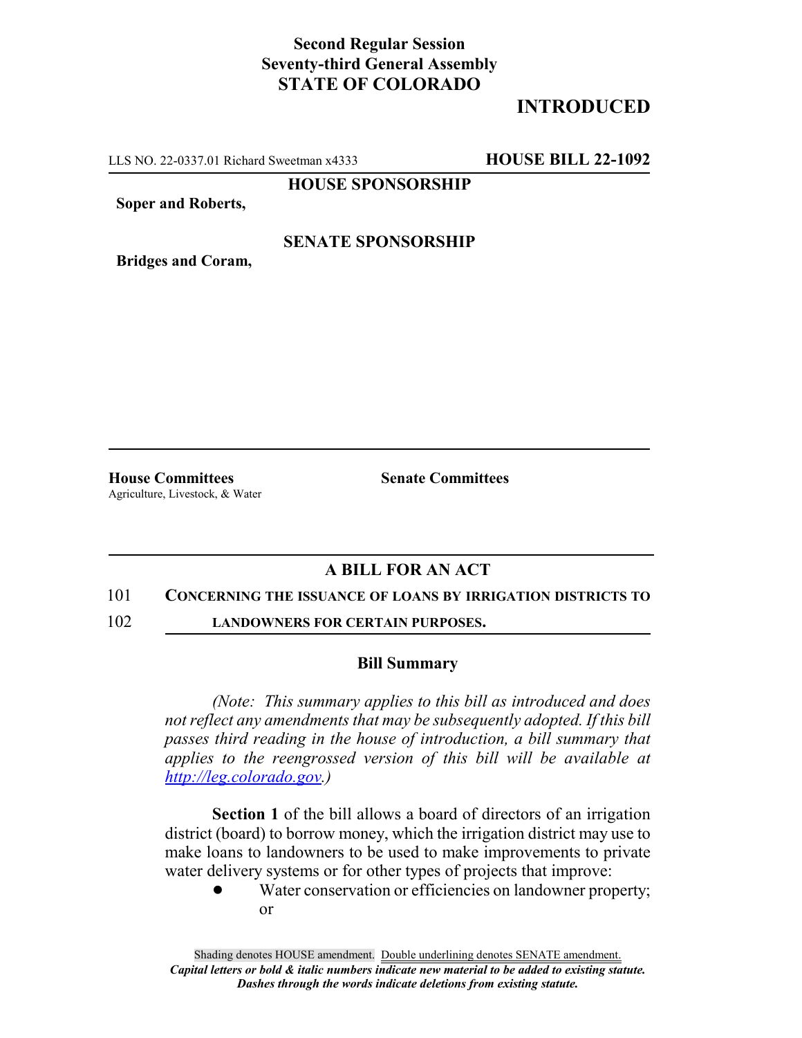**Second Regular Session**
**Seventy-third General Assembly**
**STATE OF COLORADO**

## INTRODUCTED

LLS NO. 22-0337.01 Richard Sweetman x4333 **HOUSE BILL 22-1092**

**HOUSE SPONSORSHIP**

**Soper and Roberts,**

**SENATE SPONSORSHIP**

**Bridges and Coram,**

**House Committees**
Agriculture, Livestock, & Water

**Senate Committees**

## A BILL FOR AN ACT

101 **CONCERNING THE ISSUANCE OF LOANS BY IRRIGATION DISTRICTS TO**
102 **LANDOWNERS FOR CERTAIN PURPOSES.**

### Bill Summary

*(Note: This summary applies to this bill as introduced and does not reflect any amendments that may be subsequently adopted. If this bill passes third reading in the house of introduction, a bill summary that applies to the reengrossed version of this bill will be available at http://leg.colorado.gov.)*

**Section 1** of the bill allows a board of directors of an irrigation district (board) to borrow money, which the irrigation district may use to make loans to landowners to be used to make improvements to private water delivery systems or for other types of projects that improve:

- Water conservation or efficiencies on landowner property; or

Shading denotes HOUSE amendment. Double underlining denotes SENATE amendment.
*Capital letters or bold & italic numbers indicate new material to be added to existing statute.*
*Dashes through the words indicate deletions from existing statute.*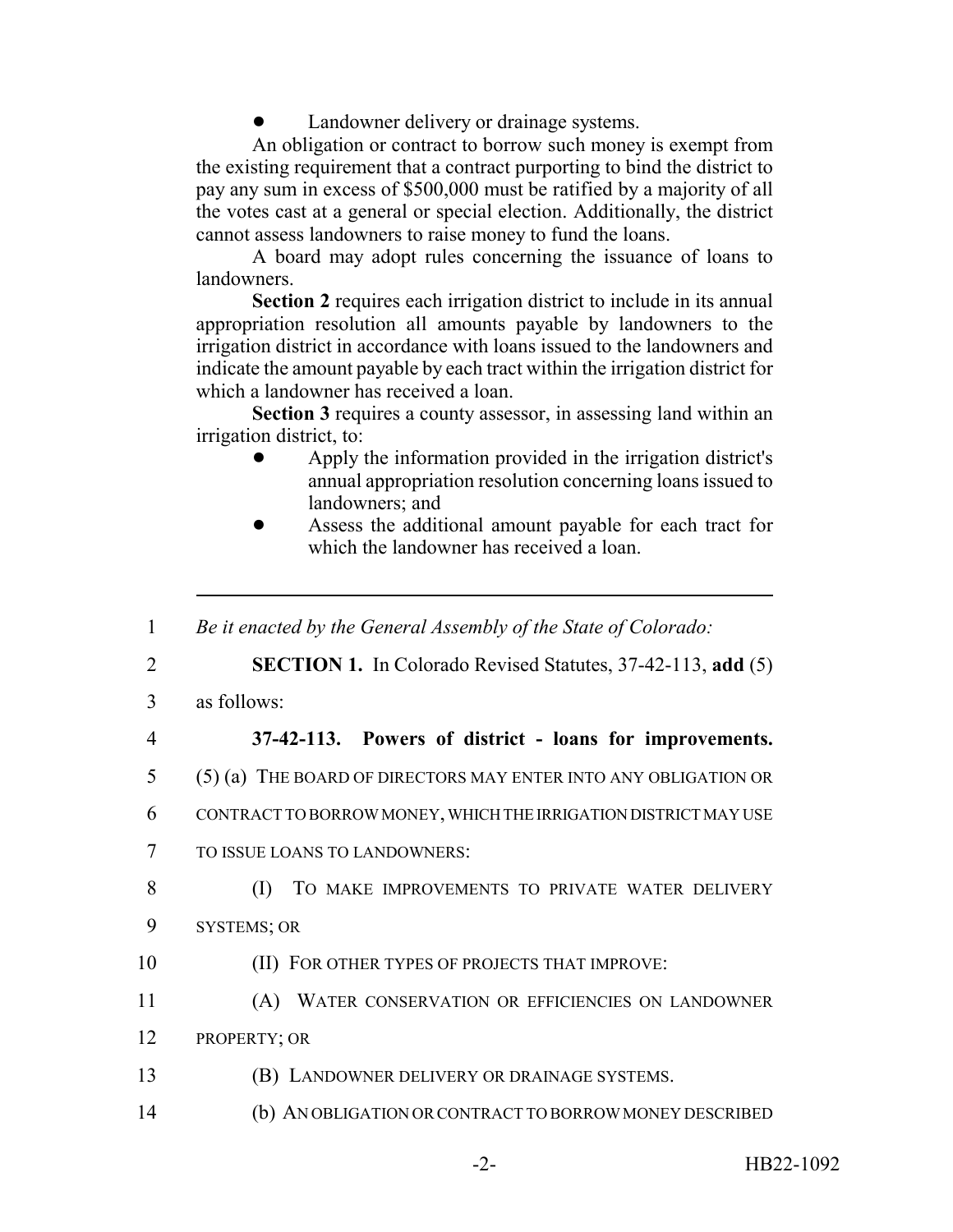- Landowner delivery or drainage systems.

An obligation or contract to borrow such money is exempt from the existing requirement that a contract purporting to bind the district to pay any sum in excess of $500,000 must be ratified by a majority of all the votes cast at a general or special election. Additionally, the district cannot assess landowners to raise money to fund the loans.

A board may adopt rules concerning the issuance of loans to landowners.

**Section 2** requires each irrigation district to include in its annual appropriation resolution all amounts payable by landowners to the irrigation district in accordance with loans issued to the landowners and indicate the amount payable by each tract within the irrigation district for which a landowner has received a loan.

**Section 3** requires a county assessor, in assessing land within an irrigation district, to:

- Apply the information provided in the irrigation district's annual appropriation resolution concerning loans issued to landowners; and
- Assess the additional amount payable for each tract for which the landowner has received a loan.

---

1 *Be it enacted by the General Assembly of the State of Colorado:*

2 **SECTION 1.** In Colorado Revised Statutes, 37-42-113, **add** (5)
3 as follows:

4 **37-42-113. Powers of district - loans for improvements.**
5 (5) (a) THE BOARD OF DIRECTORS MAY ENTER INTO ANY OBLIGATION OR
6 CONTRACT TO BORROW MONEY, WHICH THE IRRIGATION DISTRICT MAY USE
7 TO ISSUE LOANS TO LANDOWNERS:

8 (I) TO MAKE IMPROVEMENTS TO PRIVATE WATER DELIVERY
9 SYSTEMS; OR

10 (II) FOR OTHER TYPES OF PROJECTS THAT IMPROVE:

11 (A) WATER CONSERVATION OR EFFICIENCIES ON LANDOWNER
12 PROPERTY; OR

13 (B) LANDOWNER DELIVERY OR DRAINAGE SYSTEMS.

14 (b) AN OBLIGATION OR CONTRACT TO BORROW MONEY DESCRIBED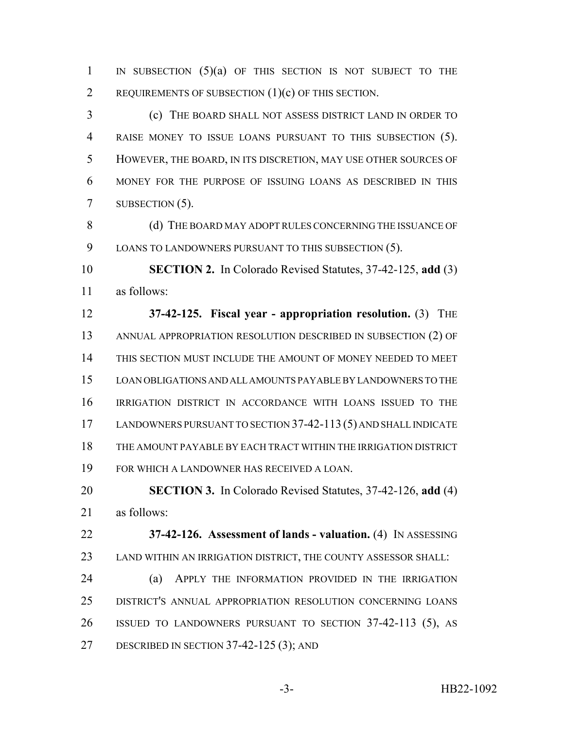IN SUBSECTION (5)(a) OF THIS SECTION IS NOT SUBJECT TO THE REQUIREMENTS OF SUBSECTION (1)(c) OF THIS SECTION.

(c) THE BOARD SHALL NOT ASSESS DISTRICT LAND IN ORDER TO RAISE MONEY TO ISSUE LOANS PURSUANT TO THIS SUBSECTION (5). HOWEVER, THE BOARD, IN ITS DISCRETION, MAY USE OTHER SOURCES OF MONEY FOR THE PURPOSE OF ISSUING LOANS AS DESCRIBED IN THIS SUBSECTION (5).

(d) THE BOARD MAY ADOPT RULES CONCERNING THE ISSUANCE OF LOANS TO LANDOWNERS PURSUANT TO THIS SUBSECTION (5).

**SECTION 2.** In Colorado Revised Statutes, 37-42-125, **add** (3) as follows:

**37-42-125. Fiscal year - appropriation resolution.** (3) THE ANNUAL APPROPRIATION RESOLUTION DESCRIBED IN SUBSECTION (2) OF THIS SECTION MUST INCLUDE THE AMOUNT OF MONEY NEEDED TO MEET LOAN OBLIGATIONS AND ALL AMOUNTS PAYABLE BY LANDOWNERS TO THE IRRIGATION DISTRICT IN ACCORDANCE WITH LOANS ISSUED TO THE LANDOWNERS PURSUANT TO SECTION 37-42-113 (5) AND SHALL INDICATE THE AMOUNT PAYABLE BY EACH TRACT WITHIN THE IRRIGATION DISTRICT FOR WHICH A LANDOWNER HAS RECEIVED A LOAN.

**SECTION 3.** In Colorado Revised Statutes, 37-42-126, **add** (4) as follows:

**37-42-126. Assessment of lands - valuation.** (4) IN ASSESSING LAND WITHIN AN IRRIGATION DISTRICT, THE COUNTY ASSESSOR SHALL:

(a) APPLY THE INFORMATION PROVIDED IN THE IRRIGATION DISTRICT'S ANNUAL APPROPRIATION RESOLUTION CONCERNING LOANS ISSUED TO LANDOWNERS PURSUANT TO SECTION 37-42-113 (5), AS DESCRIBED IN SECTION 37-42-125 (3); AND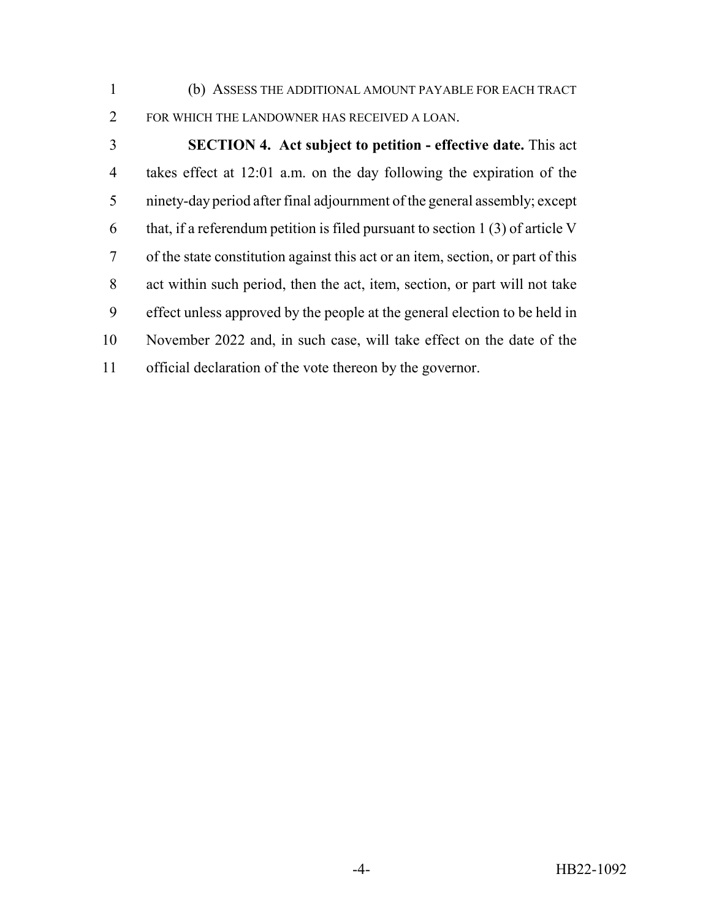(b) ASSESS THE ADDITIONAL AMOUNT PAYABLE FOR EACH TRACT FOR WHICH THE LANDOWNER HAS RECEIVED A LOAN.

**SECTION 4. Act subject to petition - effective date.** This act takes effect at 12:01 a.m. on the day following the expiration of the ninety-day period after final adjournment of the general assembly; except that, if a referendum petition is filed pursuant to section 1 (3) of article V of the state constitution against this act or an item, section, or part of this act within such period, then the act, item, section, or part will not take effect unless approved by the people at the general election to be held in November 2022 and, in such case, will take effect on the date of the official declaration of the vote thereon by the governor.